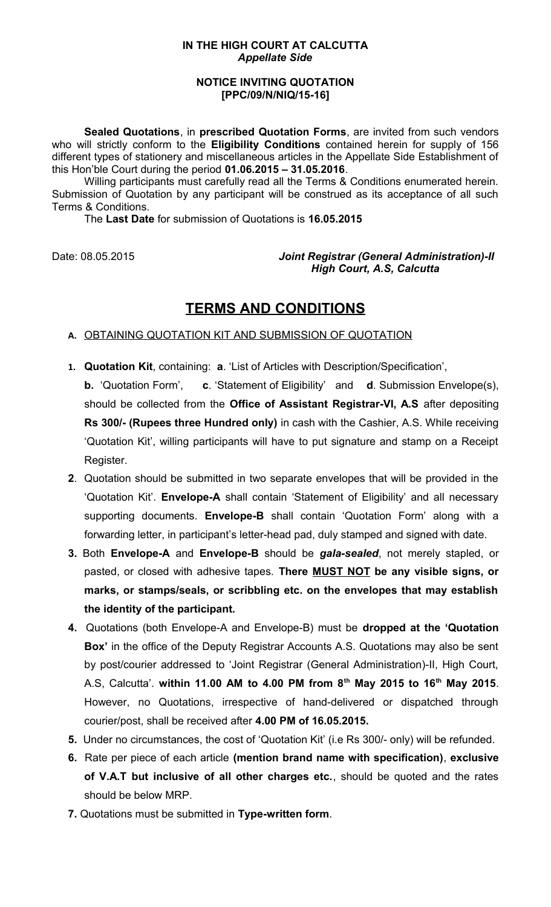**IN THE HIGH COURT AT CALCUTTA**
***Appellate Side***

**NOTICE INVITING QUOTATION**
**[PPC/09/N/NIQ/15-16]**

**Sealed Quotations**, in **prescribed Quotation Forms**, are invited from such vendors who will strictly conform to the **Eligibility Conditions** contained herein for supply of 156 different types of stationery and miscellaneous articles in the Appellate Side Establishment of this Hon'ble Court during the period **01.06.2015 – 31.05.2016**.

Willing participants must carefully read all the Terms & Conditions enumerated herein. Submission of Quotation by any participant will be construed as its acceptance of all such Terms & Conditions.

The **Last Date** for submission of Quotations is **16.05.2015**

Date: 08.05.2015

***Joint Registrar (General Administration)-II***
***High Court, A.S, Calcutta***

# TERMS AND CONDITIONS

**A.** OBTAINING QUOTATION KIT AND SUBMISSION OF QUOTATION

1. **Quotation Kit**, containing: **a**. 'List of Articles with Description/Specification', **b.** 'Quotation Form', **c**. 'Statement of Eligibility' and **d**. Submission Envelope(s), should be collected from the **Office of Assistant Registrar-VI, A.S** after depositing **Rs 300/- (Rupees three Hundred only)** in cash with the Cashier, A.S. While receiving 'Quotation Kit', willing participants will have to put signature and stamp on a Receipt Register.
2. Quotation should be submitted in two separate envelopes that will be provided in the 'Quotation Kit'. **Envelope-A** shall contain 'Statement of Eligibility' and all necessary supporting documents. **Envelope-B** shall contain 'Quotation Form' along with a forwarding letter, in participant's letter-head pad, duly stamped and signed with date.
3. Both **Envelope-A** and **Envelope-B** should be ***gala-sealed***, not merely stapled, or pasted, or closed with adhesive tapes. **There MUST NOT be any visible signs, or marks, or stamps/seals, or scribbling etc. on the envelopes that may establish the identity of the participant.**
4. Quotations (both Envelope-A and Envelope-B) must be **dropped at the 'Quotation Box'** in the office of the Deputy Registrar Accounts A.S. Quotations may also be sent by post/courier addressed to 'Joint Registrar (General Administration)-II, High Court, A.S, Calcutta'. **within 11.00 AM to 4.00 PM from 8th May 2015 to 16th May 2015**. However, no Quotations, irrespective of hand-delivered or dispatched through courier/post, shall be received after **4.00 PM of 16.05.2015.**
5. Under no circumstances, the cost of 'Quotation Kit' (i.e Rs 300/- only) will be refunded.
6. Rate per piece of each article **(mention brand name with specification)**, **exclusive of V.A.T but inclusive of all other charges etc.**, should be quoted and the rates should be below MRP.
7. Quotations must be submitted in **Type-written form**.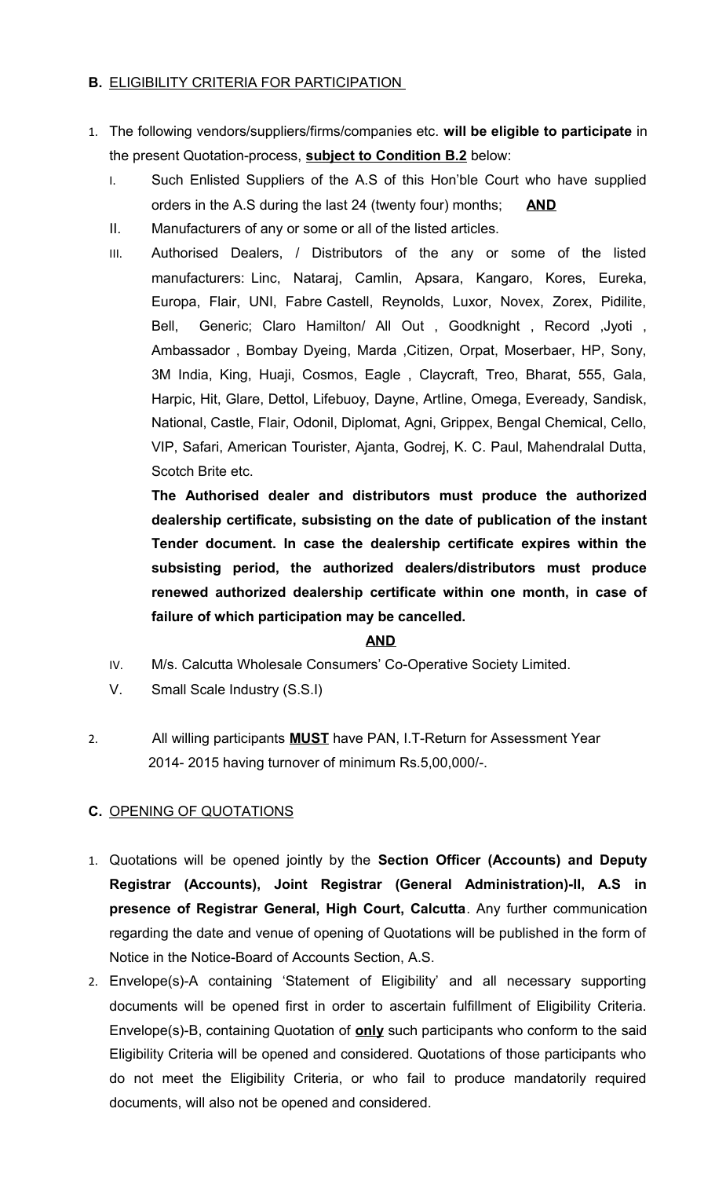## B. <u>ELIGIBILITY CRITERIA FOR PARTICIPATION</u>

1. The following vendors/suppliers/firms/companies etc. **will be eligible to participate** in the present Quotation-process, **<u>subject to Condition B.2</u>** below:

   I. Such Enlisted Suppliers of the A.S of this Hon'ble Court who have supplied orders in the A.S during the last 24 (twenty four) months; **<u>AND</u>**

   II. Manufacturers of any or some or all of the listed articles.

   III. Authorised Dealers, / Distributors of the any or some of the listed manufacturers: Linc, Nataraj, Camlin, Apsara, Kangaro, Kores, Eureka, Europa, Flair, UNI, Fabre Castell, Reynolds, Luxor, Novex, Zorex, Pidilite, Bell, Generic; Claro Hamilton/ All Out , Goodknight , Record ,Jyoti , Ambassador , Bombay Dyeing, Marda ,Citizen, Orpat, Moserbaer, HP, Sony, 3M India, King, Huaji, Cosmos, Eagle , Claycraft, Treo, Bharat, 555, Gala, Harpic, Hit, Glare, Dettol, Lifebuoy, Dayne, Artline, Omega, Eveready, Sandisk, National, Castle, Flair, Odonil, Diplomat, Agni, Grippex, Bengal Chemical, Cello, VIP, Safari, American Tourister, Ajanta, Godrej, K. C. Paul, Mahendralal Dutta, Scotch Brite etc.

   **The Authorised dealer and distributors must produce the authorized dealership certificate, subsisting on the date of publication of the instant Tender document. In case the dealership certificate expires within the subsisting period, the authorized dealers/distributors must produce renewed authorized dealership certificate within one month, in case of failure of which participation may be cancelled.**

   **<u>AND</u>**

   IV. M/s. Calcutta Wholesale Consumers' Co-Operative Society Limited.

   V. Small Scale Industry (S.S.I)

2. All willing participants **<u>MUST</u>** have PAN, I.T-Return for Assessment Year 2014- 2015 having turnover of minimum Rs.5,00,000/-.

## C. <u>OPENING OF QUOTATIONS</u>

1. Quotations will be opened jointly by the **Section Officer (Accounts) and Deputy Registrar (Accounts), Joint Registrar (General Administration)-II, A.S in presence of Registrar General, High Court, Calcutta**. Any further communication regarding the date and venue of opening of Quotations will be published in the form of Notice in the Notice-Board of Accounts Section, A.S.

2. Envelope(s)-A containing 'Statement of Eligibility' and all necessary supporting documents will be opened first in order to ascertain fulfillment of Eligibility Criteria. Envelope(s)-B, containing Quotation of **<u>only</u>** such participants who conform to the said Eligibility Criteria will be opened and considered. Quotations of those participants who do not meet the Eligibility Criteria, or who fail to produce mandatorily required documents, will also not be opened and considered.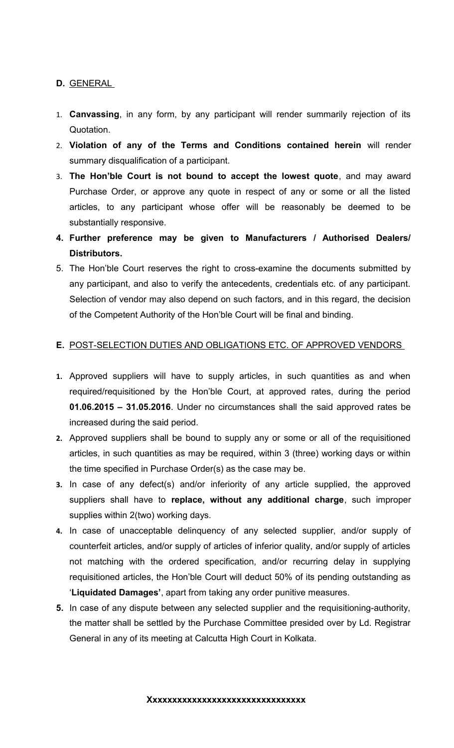## D. GENERAL

1. **Canvassing**, in any form, by any participant will render summarily rejection of its Quotation.
2. **Violation of any of the Terms and Conditions contained herein** will render summary disqualification of a participant.
3. **The Hon'ble Court is not bound to accept the lowest quote**, and may award Purchase Order, or approve any quote in respect of any or some or all the listed articles, to any participant whose offer will be reasonably be deemed to be substantially responsive.
4. **Further preference may be given to Manufacturers / Authorised Dealers/ Distributors.**
5. The Hon'ble Court reserves the right to cross-examine the documents submitted by any participant, and also to verify the antecedents, credentials etc. of any participant. Selection of vendor may also depend on such factors, and in this regard, the decision of the Competent Authority of the Hon'ble Court will be final and binding.

## E. POST-SELECTION DUTIES AND OBLIGATIONS ETC. OF APPROVED VENDORS

1. Approved suppliers will have to supply articles, in such quantities as and when required/requisitioned by the Hon'ble Court, at approved rates, during the period **01.06.2015 – 31.05.2016**. Under no circumstances shall the said approved rates be increased during the said period.
2. Approved suppliers shall be bound to supply any or some or all of the requisitioned articles, in such quantities as may be required, within 3 (three) working days or within the time specified in Purchase Order(s) as the case may be.
3. In case of any defect(s) and/or inferiority of any article supplied, the approved suppliers shall have to **replace, without any additional charge**, such improper supplies within 2(two) working days.
4. In case of unacceptable delinquency of any selected supplier, and/or supply of counterfeit articles, and/or supply of articles of inferior quality, and/or supply of articles not matching with the ordered specification, and/or recurring delay in supplying requisitioned articles, the Hon'ble Court will deduct 50% of its pending outstanding as '**Liquidated Damages'**, apart from taking any order punitive measures.
5. In case of any dispute between any selected supplier and the requisitioning-authority, the matter shall be settled by the Purchase Committee presided over by Ld. Registrar General in any of its meeting at Calcutta High Court in Kolkata.

**Xxxxxxxxxxxxxxxxxxxxxxxxxxxxxxxx**